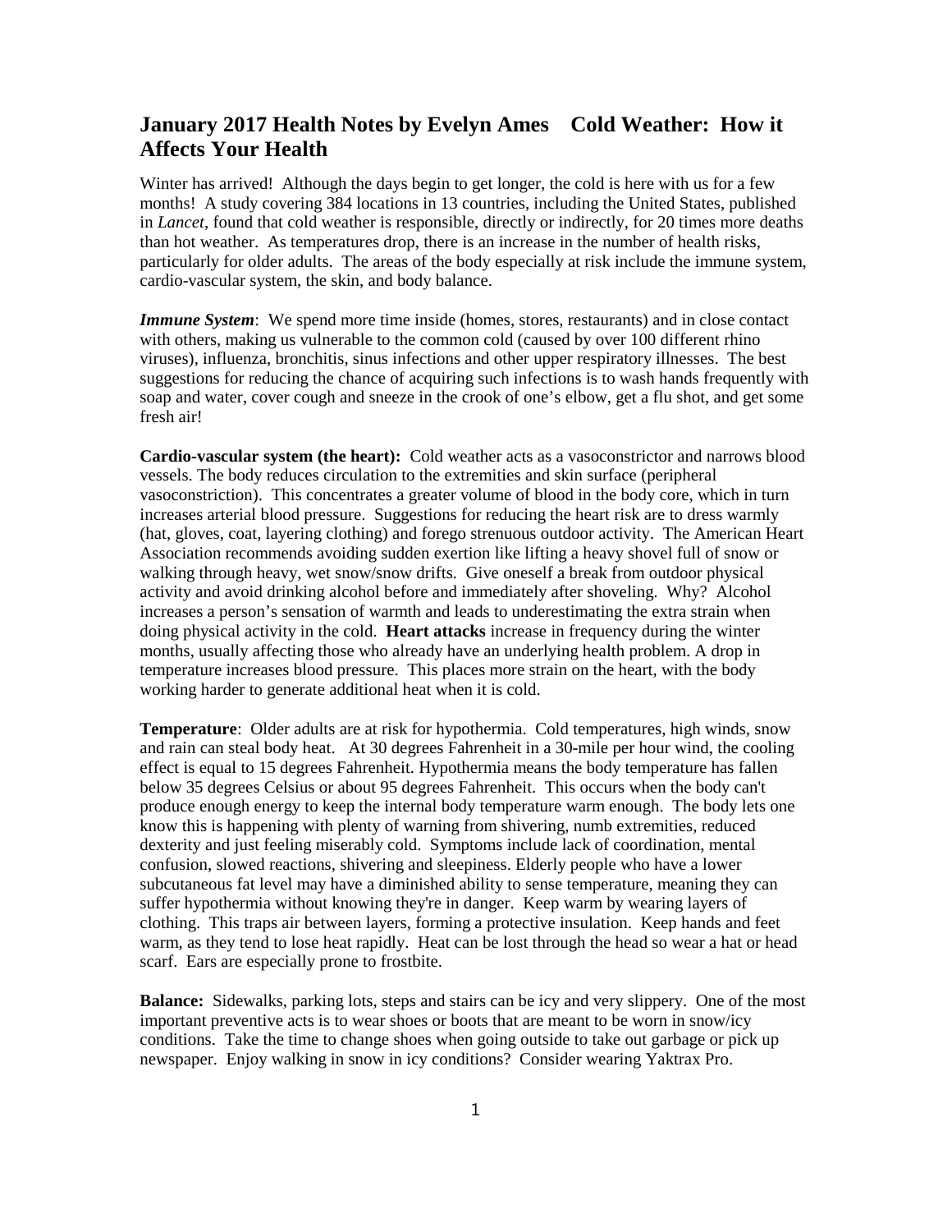## January 2017 Health Notes by Evelyn Ames Cold Weather: How it Affects Your Health

Winter has arrived! Although the days begin to get longer, the cold is here with us for a few months! A study covering 384 locations in 13 countries, including the United States, published in *Lancet*, found that cold weather is responsible, directly or indirectly, for 20 times more deaths than hot weather. As temperatures drop, there is an increase in the number of health risks, particularly for older adults. The areas of the body especially at risk include the immune system, cardio-vascular system, the skin, and body balance.

***Immune System***: We spend more time inside (homes, stores, restaurants) and in close contact with others, making us vulnerable to the common cold (caused by over 100 different rhino viruses), influenza, bronchitis, sinus infections and other upper respiratory illnesses. The best suggestions for reducing the chance of acquiring such infections is to wash hands frequently with soap and water, cover cough and sneeze in the crook of one's elbow, get a flu shot, and get some fresh air!

**Cardio-vascular system (the heart):** Cold weather acts as a vasoconstrictor and narrows blood vessels. The body reduces circulation to the extremities and skin surface (peripheral vasoconstriction). This concentrates a greater volume of blood in the body core, which in turn increases arterial blood pressure. Suggestions for reducing the heart risk are to dress warmly (hat, gloves, coat, layering clothing) and forego strenuous outdoor activity. The American Heart Association recommends avoiding sudden exertion like lifting a heavy shovel full of snow or walking through heavy, wet snow/snow drifts. Give oneself a break from outdoor physical activity and avoid drinking alcohol before and immediately after shoveling. Why? Alcohol increases a person's sensation of warmth and leads to underestimating the extra strain when doing physical activity in the cold. **Heart attacks** increase in frequency during the winter months, usually affecting those who already have an underlying health problem. A drop in temperature increases blood pressure. This places more strain on the heart, with the body working harder to generate additional heat when it is cold.

**Temperature**: Older adults are at risk for hypothermia. Cold temperatures, high winds, snow and rain can steal body heat. At 30 degrees Fahrenheit in a 30-mile per hour wind, the cooling effect is equal to 15 degrees Fahrenheit. Hypothermia means the body temperature has fallen below 35 degrees Celsius or about 95 degrees Fahrenheit. This occurs when the body can't produce enough energy to keep the internal body temperature warm enough. The body lets one know this is happening with plenty of warning from shivering, numb extremities, reduced dexterity and just feeling miserably cold. Symptoms include lack of coordination, mental confusion, slowed reactions, shivering and sleepiness. Elderly people who have a lower subcutaneous fat level may have a diminished ability to sense temperature, meaning they can suffer hypothermia without knowing they're in danger. Keep warm by wearing layers of clothing. This traps air between layers, forming a protective insulation. Keep hands and feet warm, as they tend to lose heat rapidly. Heat can be lost through the head so wear a hat or head scarf. Ears are especially prone to frostbite.

**Balance:** Sidewalks, parking lots, steps and stairs can be icy and very slippery. One of the most important preventive acts is to wear shoes or boots that are meant to be worn in snow/icy conditions. Take the time to change shoes when going outside to take out garbage or pick up newspaper. Enjoy walking in snow in icy conditions? Consider wearing Yaktrax Pro.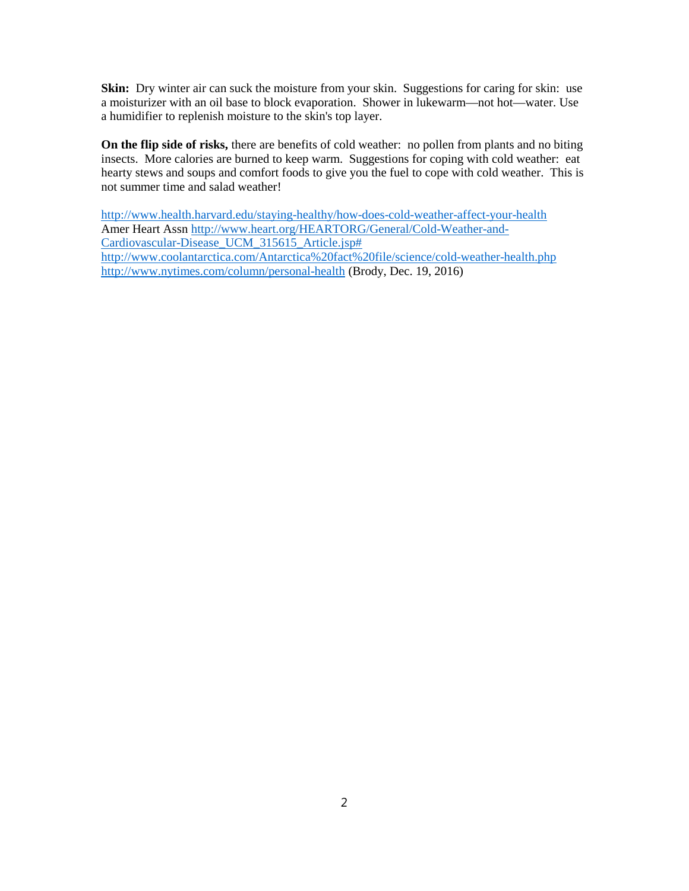**Skin:** Dry winter air can suck the moisture from your skin. Suggestions for caring for skin: use a moisturizer with an oil base to block evaporation. Shower in lukewarm—not hot—water. Use a humidifier to replenish moisture to the skin's top layer.

**On the flip side of risks,** there are benefits of cold weather: no pollen from plants and no biting insects. More calories are burned to keep warm. Suggestions for coping with cold weather: eat hearty stews and soups and comfort foods to give you the fuel to cope with cold weather. This is not summer time and salad weather!

http://www.health.harvard.edu/staying-healthy/how-does-cold-weather-affect-your-health
Amer Heart Assn http://www.heart.org/HEARTORG/General/Cold-Weather-and-Cardiovascular-Disease_UCM_315615_Article.jsp#
http://www.coolantarctica.com/Antarctica%20fact%20file/science/cold-weather-health.php
http://www.nytimes.com/column/personal-health (Brody, Dec. 19, 2016)